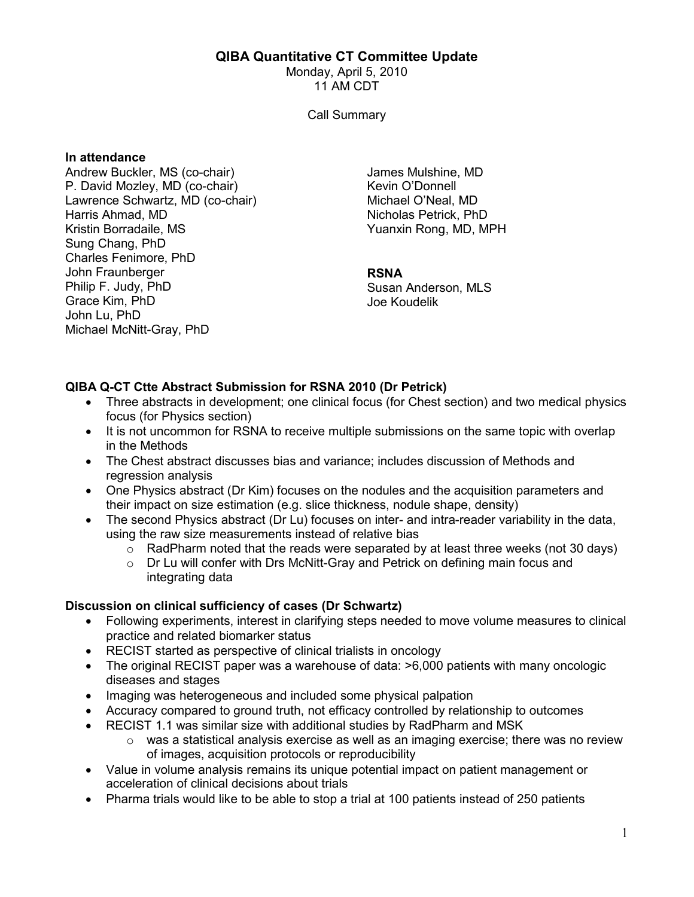# QIBA Quantitative CT Committee Update

Monday, April 5, 2010
11 AM CDT

Call Summary

**In attendance**

Andrew Buckler, MS (co-chair)
P. David Mozley, MD (co-chair)
Lawrence Schwartz, MD (co-chair)
Harris Ahmad, MD
Kristin Borradaile, MS
Sung Chang, PhD
Charles Fenimore, PhD
John Fraunberger
Philip F. Judy, PhD
Grace Kim, PhD
John Lu, PhD
Michael McNitt-Gray, PhD
James Mulshine, MD
Kevin O'Donnell
Michael O'Neal, MD
Nicholas Petrick, PhD
Yuanxin Rong, MD, MPH

**RSNA**

Susan Anderson, MLS
Joe Koudelik

**QIBA Q-CT Ctte Abstract Submission for RSNA 2010 (Dr Petrick)**

- Three abstracts in development; one clinical focus (for Chest section) and two medical physics focus (for Physics section)
- It is not uncommon for RSNA to receive multiple submissions on the same topic with overlap in the Methods
- The Chest abstract discusses bias and variance; includes discussion of Methods and regression analysis
- One Physics abstract (Dr Kim) focuses on the nodules and the acquisition parameters and their impact on size estimation (e.g. slice thickness, nodule shape, density)
- The second Physics abstract (Dr Lu) focuses on inter- and intra-reader variability in the data, using the raw size measurements instead of relative bias
  - RadPharm noted that the reads were separated by at least three weeks (not 30 days)
  - Dr Lu will confer with Drs McNitt-Gray and Petrick on defining main focus and integrating data

**Discussion on clinical sufficiency of cases (Dr Schwartz)**

- Following experiments, interest in clarifying steps needed to move volume measures to clinical practice and related biomarker status
- RECIST started as perspective of clinical trialists in oncology
- The original RECIST paper was a warehouse of data: >6,000 patients with many oncologic diseases and stages
- Imaging was heterogeneous and included some physical palpation
- Accuracy compared to ground truth, not efficacy controlled by relationship to outcomes
- RECIST 1.1 was similar size with additional studies by RadPharm and MSK
  - was a statistical analysis exercise as well as an imaging exercise; there was no review of images, acquisition protocols or reproducibility
- Value in volume analysis remains its unique potential impact on patient management or acceleration of clinical decisions about trials
- Pharma trials would like to be able to stop a trial at 100 patients instead of 250 patients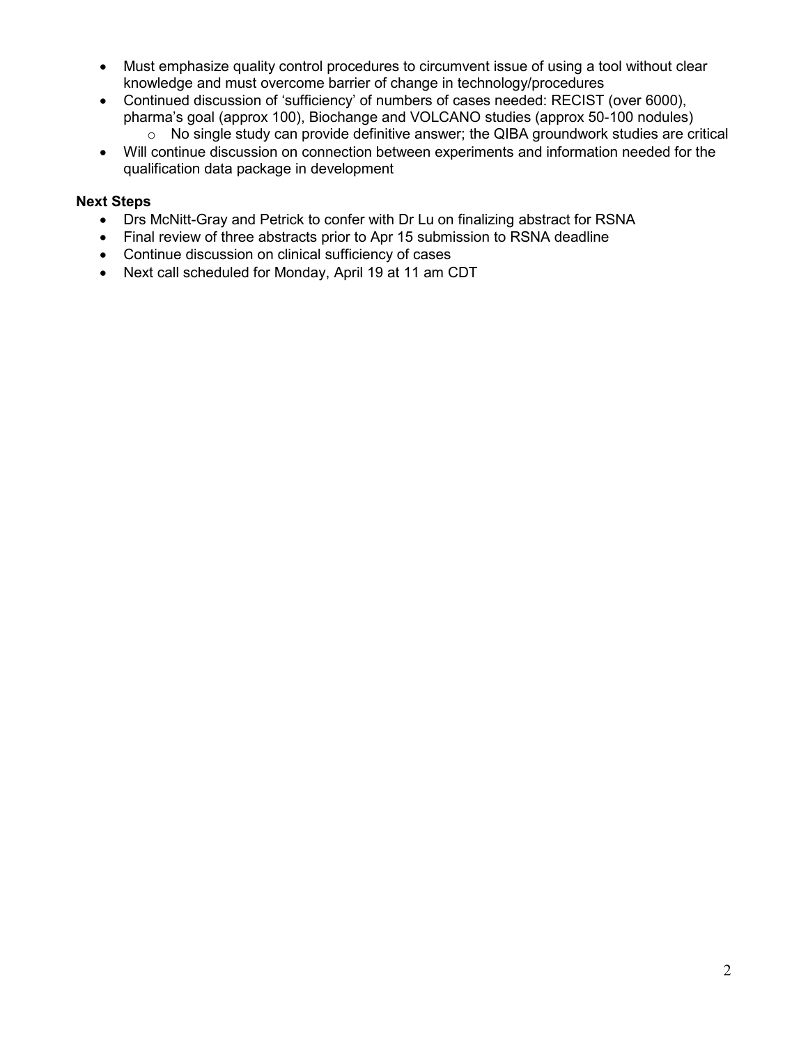- Must emphasize quality control procedures to circumvent issue of using a tool without clear knowledge and must overcome barrier of change in technology/procedures
- Continued discussion of 'sufficiency' of numbers of cases needed: RECIST (over 6000), pharma's goal (approx 100), Biochange and VOLCANO studies (approx 50-100 nodules)
    - No single study can provide definitive answer; the QIBA groundwork studies are critical
- Will continue discussion on connection between experiments and information needed for the qualification data package in development

**Next Steps**

- Drs McNitt-Gray and Petrick to confer with Dr Lu on finalizing abstract for RSNA
- Final review of three abstracts prior to Apr 15 submission to RSNA deadline
- Continue discussion on clinical sufficiency of cases
- Next call scheduled for Monday, April 19 at 11 am CDT